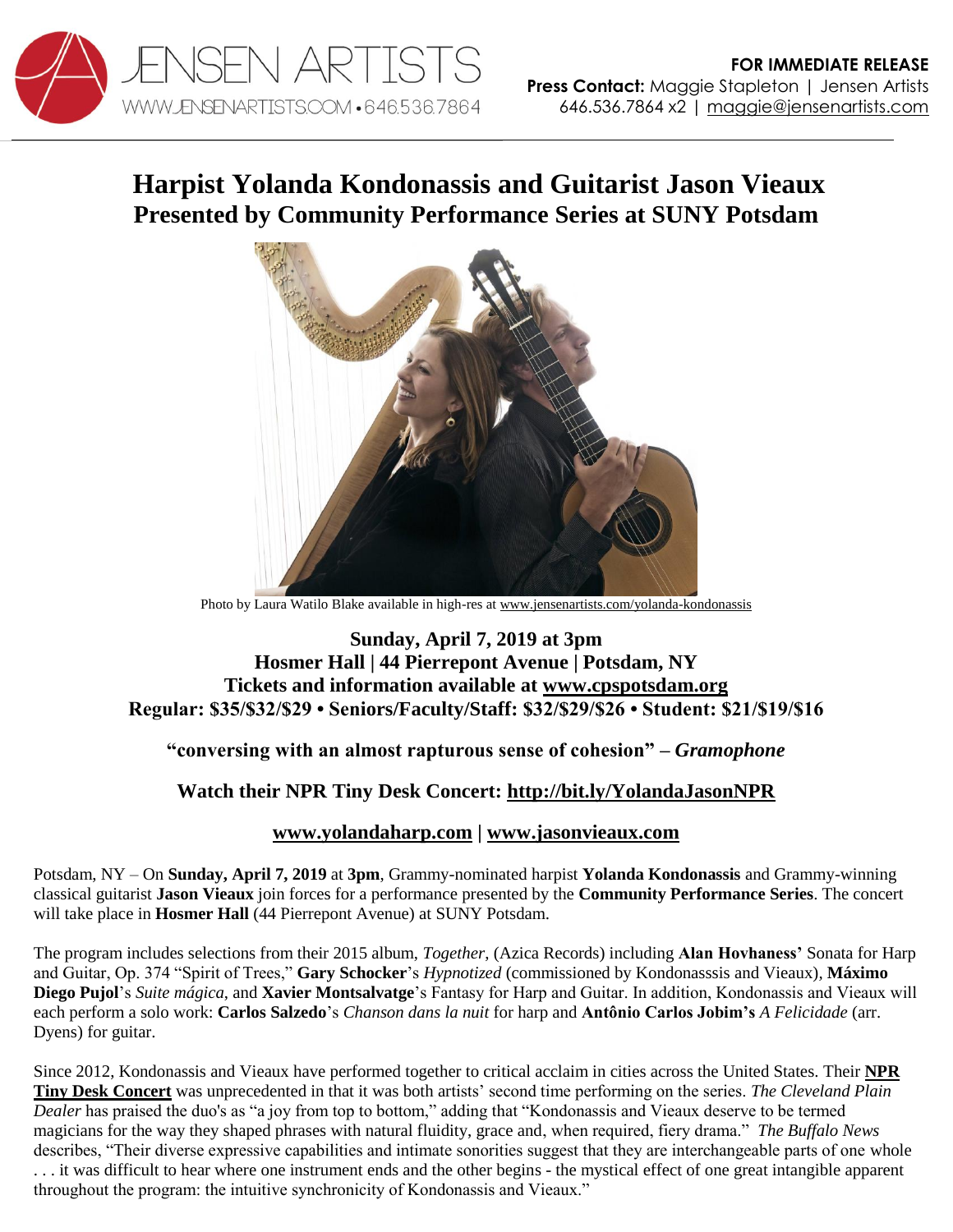JENSEN ARTISTS
WWW.JENSENARTISTS.COM • 646.536.7864

**FOR IMMEDIATE RELEASE**
**Press Contact:** Maggie Stapleton | Jensen Artists
646.536.7864 x2 | maggie@jensenartists.com

# Harpist Yolanda Kondonassis and Guitarist Jason Vieaux
## Presented by Community Performance Series at SUNY Potsdam

Photo by Laura Watilo Blake available in high-res at www.jensenartists.com/yolanda-kondonassis

**Sunday, April 7, 2019 at 3pm**
**Hosmer Hall | 44 Pierrepont Avenue | Potsdam, NY**
**Tickets and information available at www.cpspotsdam.org**
**Regular: $35/$32/$29 • Seniors/Faculty/Staff: $32/$29/$26 • Student: $21/$19/$16**

**"conversing with an almost rapturous sense of cohesion" – *Gramophone***

**Watch their NPR Tiny Desk Concert: http://bit.ly/YolandaJasonNPR**

**www.yolandaharp.com | www.jasonvieaux.com**

Potsdam, NY – On **Sunday, April 7, 2019** at **3pm**, Grammy-nominated harpist **Yolanda Kondonassis** and Grammy-winning classical guitarist **Jason Vieaux** join forces for a performance presented by the **Community Performance Series**. The concert will take place in **Hosmer Hall** (44 Pierrepont Avenue) at SUNY Potsdam.

The program includes selections from their 2015 album, *Together*, (Azica Records) including **Alan Hovhaness'** Sonata for Harp and Guitar, Op. 374 "Spirit of Trees," **Gary Schocker**'s *Hypnotized* (commissioned by Kondonasssis and Vieaux), **Máximo Diego Pujol**'s *Suite mágica,* and **Xavier Montsalvatge**'s Fantasy for Harp and Guitar. In addition, Kondonassis and Vieaux will each perform a solo work: **Carlos Salzedo**'s *Chanson dans la nuit* for harp and **Antônio Carlos Jobim's** *A Felicidade* (arr. Dyens) for guitar.

Since 2012, Kondonassis and Vieaux have performed together to critical acclaim in cities across the United States. Their **NPR Tiny Desk Concert** was unprecedented in that it was both artists' second time performing on the series. *The Cleveland Plain Dealer* has praised the duo's as "a joy from top to bottom," adding that "Kondonassis and Vieaux deserve to be termed magicians for the way they shaped phrases with natural fluidity, grace and, when required, fiery drama." *The Buffalo News* describes, "Their diverse expressive capabilities and intimate sonorities suggest that they are interchangeable parts of one whole . . . it was difficult to hear where one instrument ends and the other begins - the mystical effect of one great intangible apparent throughout the program: the intuitive synchronicity of Kondonassis and Vieaux."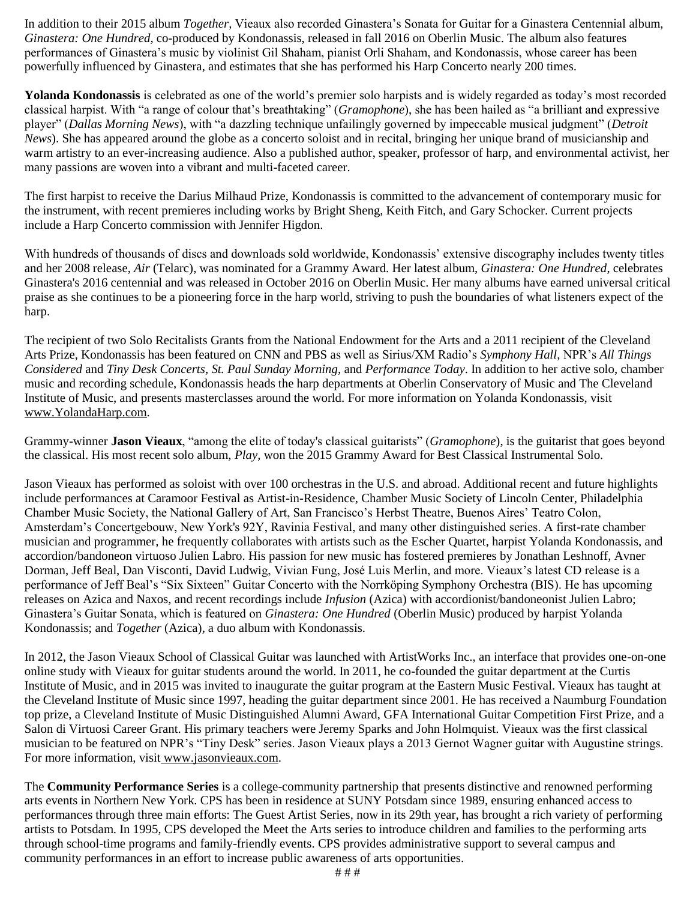In addition to their 2015 album *Together,* Vieaux also recorded Ginastera's Sonata for Guitar for a Ginastera Centennial album, *Ginastera: One Hundred,* co-produced by Kondonassis, released in fall 2016 on Oberlin Music. The album also features performances of Ginastera's music by violinist Gil Shaham, pianist Orli Shaham, and Kondonassis, whose career has been powerfully influenced by Ginastera, and estimates that she has performed his Harp Concerto nearly 200 times.

**Yolanda Kondonassis** is celebrated as one of the world's premier solo harpists and is widely regarded as today's most recorded classical harpist. With "a range of colour that's breathtaking" (*Gramophone*), she has been hailed as "a brilliant and expressive player" (*Dallas Morning News*), with "a dazzling technique unfailingly governed by impeccable musical judgment" (*Detroit News*). She has appeared around the globe as a concerto soloist and in recital, bringing her unique brand of musicianship and warm artistry to an ever-increasing audience. Also a published author, speaker, professor of harp, and environmental activist, her many passions are woven into a vibrant and multi-faceted career.

The first harpist to receive the Darius Milhaud Prize, Kondonassis is committed to the advancement of contemporary music for the instrument, with recent premieres including works by Bright Sheng, Keith Fitch, and Gary Schocker. Current projects include a Harp Concerto commission with Jennifer Higdon.

With hundreds of thousands of discs and downloads sold worldwide, Kondonassis' extensive discography includes twenty titles and her 2008 release, *Air* (Telarc), was nominated for a Grammy Award. Her latest album, *Ginastera: One Hundred*, celebrates Ginastera's 2016 centennial and was released in October 2016 on Oberlin Music. Her many albums have earned universal critical praise as she continues to be a pioneering force in the harp world, striving to push the boundaries of what listeners expect of the harp.

The recipient of two Solo Recitalists Grants from the National Endowment for the Arts and a 2011 recipient of the Cleveland Arts Prize, Kondonassis has been featured on CNN and PBS as well as Sirius/XM Radio's *Symphony Hall,* NPR's *All Things Considered* and *Tiny Desk Concerts*, *St. Paul Sunday Morning*, and *Performance Today*. In addition to her active solo, chamber music and recording schedule, Kondonassis heads the harp departments at Oberlin Conservatory of Music and The Cleveland Institute of Music, and presents masterclasses around the world. For more information on Yolanda Kondonassis, visit www.YolandaHarp.com.

Grammy-winner **Jason Vieaux**, "among the elite of today's classical guitarists" (*Gramophone*), is the guitarist that goes beyond the classical. His most recent solo album, *Play*, won the 2015 Grammy Award for Best Classical Instrumental Solo.

Jason Vieaux has performed as soloist with over 100 orchestras in the U.S. and abroad. Additional recent and future highlights include performances at Caramoor Festival as Artist-in-Residence, Chamber Music Society of Lincoln Center, Philadelphia Chamber Music Society, the National Gallery of Art, San Francisco's Herbst Theatre, Buenos Aires' Teatro Colon, Amsterdam's Concertgebouw, New York's 92Y, Ravinia Festival, and many other distinguished series. A first-rate chamber musician and programmer, he frequently collaborates with artists such as the Escher Quartet, harpist Yolanda Kondonassis, and accordion/bandoneon virtuoso Julien Labro. His passion for new music has fostered premieres by Jonathan Leshnoff, Avner Dorman, Jeff Beal, Dan Visconti, David Ludwig, Vivian Fung, José Luis Merlin, and more. Vieaux's latest CD release is a performance of Jeff Beal's "Six Sixteen" Guitar Concerto with the Norrköping Symphony Orchestra (BIS). He has upcoming releases on Azica and Naxos, and recent recordings include *Infusion* (Azica) with accordionist/bandoneonist Julien Labro; Ginastera's Guitar Sonata, which is featured on *Ginastera: One Hundred* (Oberlin Music) produced by harpist Yolanda Kondonassis; and *Together* (Azica), a duo album with Kondonassis.

In 2012, the Jason Vieaux School of Classical Guitar was launched with ArtistWorks Inc., an interface that provides one-on-one online study with Vieaux for guitar students around the world. In 2011, he co-founded the guitar department at the Curtis Institute of Music, and in 2015 was invited to inaugurate the guitar program at the Eastern Music Festival. Vieaux has taught at the Cleveland Institute of Music since 1997, heading the guitar department since 2001. He has received a Naumburg Foundation top prize, a Cleveland Institute of Music Distinguished Alumni Award, GFA International Guitar Competition First Prize, and a Salon di Virtuosi Career Grant. His primary teachers were Jeremy Sparks and John Holmquist. Vieaux was the first classical musician to be featured on NPR's "Tiny Desk" series. Jason Vieaux plays a 2013 Gernot Wagner guitar with Augustine strings. For more information, visit www.jasonvieaux.com.

The **Community Performance Series** is a college-community partnership that presents distinctive and renowned performing arts events in Northern New York. CPS has been in residence at SUNY Potsdam since 1989, ensuring enhanced access to performances through three main efforts: The Guest Artist Series, now in its 29th year, has brought a rich variety of performing artists to Potsdam. In 1995, CPS developed the Meet the Arts series to introduce children and families to the performing arts through school-time programs and family-friendly events. CPS provides administrative support to several campus and community performances in an effort to increase public awareness of arts opportunities.

# # #